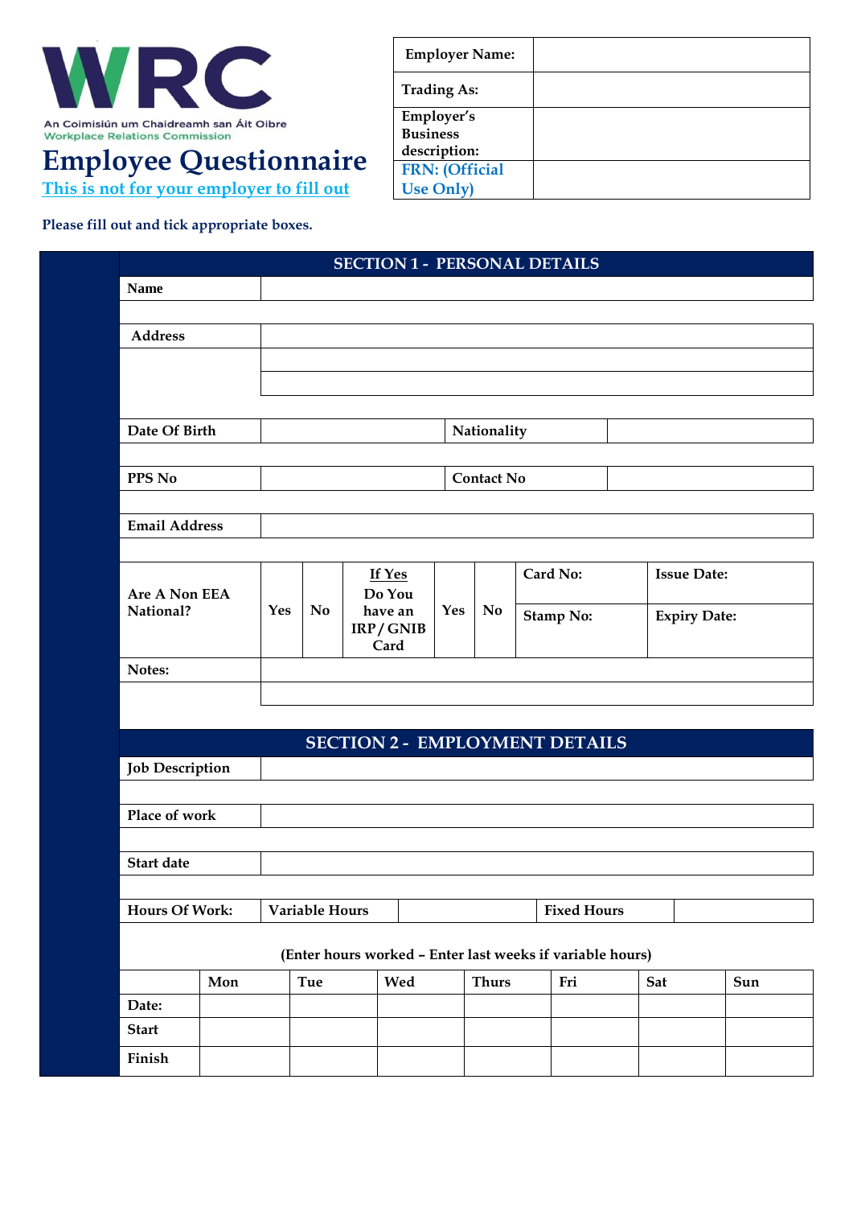WRC

An Coimisiún um Chaidreamh san Áit Oibre
Workplace Relations Commission

# Employee Questionnaire

This is not for your employer to fill out

| Employer Name: | |
|---|---|
| Trading As: | |
| Employer's Business description: | |
| FRN: (Official Use Only) | |

**Please fill out and tick appropriate boxes.**

## SECTION 1 - PERSONAL DETAILS

| Name | | | | | | | | |
|---|---|---|---|---|---|---|---|---|
| Address | | | | | | | | |
| | | | | | | | | |
| | | | | | | | | |
| Date Of Birth | | | | Nationality | | | | |
| PPS No | | | | Contact No | | | | |
| Email Address | | | | | | | | |
| Are A Non EEA National? | Yes | No | If Yes Do You have an IRP / GNIB Card | Yes | No | Card No: | Issue Date: | |
| | | | | | | Stamp No: | Expiry Date: | |
| Notes: | | | | | | | | |
| | | | | | | | | |

## SECTION 2 - EMPLOYMENT DETAILS

| Job Description | | | | |
|---|---|---|---|---|
| Place of work | | | | |
| Start date | | | | |
| Hours Of Work: | Variable Hours | | Fixed Hours | |

(Enter hours worked – Enter last weeks if variable hours)

| | Mon | Tue | Wed | Thurs | Fri | Sat | Sun |
|---|---|---|---|---|---|---|---|
| Date: | | | | | | | |
| Start | | | | | | | |
| Finish | | | | | | | |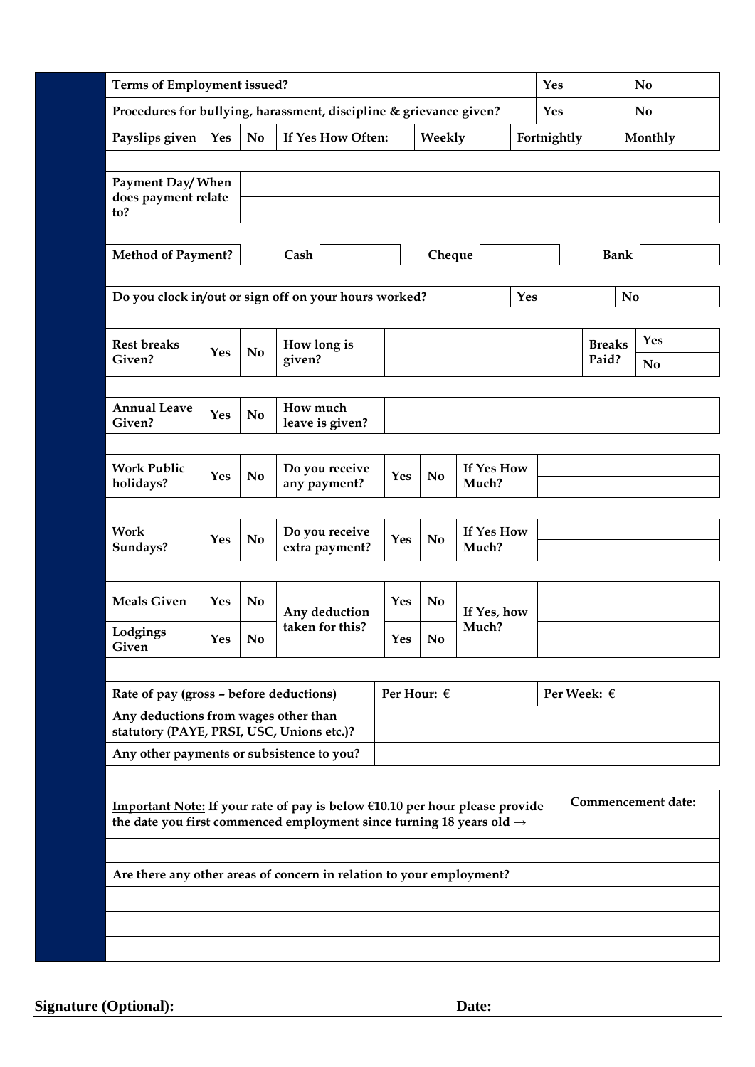| | | | | | | | | |
|---|---|---|---|---|---|---|---|---|
| **Terms of Employment issued?** | | | | | | **Yes** | | **No** |
| **Procedures for bullying, harassment, discipline & grievance given?** | | | | | | **Yes** | | **No** |
| **Payslips given** | **Yes** | **No** | **If Yes How Often:** | | **Weekly** | **Fortnightly** | | **Monthly** |

| | |
|---|---|
| **Payment Day/ When does payment relate to?** | |
| | |

| | | | | | | |
|---|---|---|---|---|---|---|
| **Method of Payment?** | **Cash** | | **Cheque** | | **Bank** | |

| | | |
|---|---|---|
| **Do you clock in/out or sign off on your hours worked?** | **Yes** | **No** |

| | | | | | | |
|---|---|---|---|---|---|---|
| **Rest breaks Given?** | **Yes** | **No** | **How long is given?** | | **Breaks Paid?** | **Yes** |
| | | | | | | **No** |

| | | | | |
|---|---|---|---|---|
| **Annual Leave Given?** | **Yes** | **No** | **How much leave is given?** | |

| | | | | | | | |
|---|---|---|---|---|---|---|---|
| **Work Public holidays?** | **Yes** | **No** | **Do you receive any payment?** | **Yes** | **No** | **If Yes How Much?** | |
| | | | | | | | |

| | | | | | | | |
|---|---|---|---|---|---|---|---|
| **Work Sundays?** | **Yes** | **No** | **Do you receive extra payment?** | **Yes** | **No** | **If Yes How Much?** | |
| | | | | | | | |

| | | | | | | | |
|---|---|---|---|---|---|---|---|
| **Meals Given** | **Yes** | **No** | **Any deduction taken for this?** | **Yes** | **No** | **If Yes, how Much?** | |
| **Lodgings Given** | **Yes** | **No** | | **Yes** | **No** | | |

| | | |
|---|---|---|
| **Rate of pay (gross – before deductions)** | **Per Hour: €** | **Per Week: €** |
| **Any deductions from wages other than statutory (PAYE, PRSI, USC, Unions etc.)?** | | |
| **Any other payments or subsistence to you?** | | |

| | |
|---|---|
| **<u>Important Note:</u> If your rate of pay is below €10.10 per hour please provide the date you first commenced employment since turning 18 years old →** | **Commencement date:** |
| | |

| |
|---|
| **Are there any other areas of concern in relation to your employment?** |
| |
| |
| |

**Signature (Optional):** **Date:**